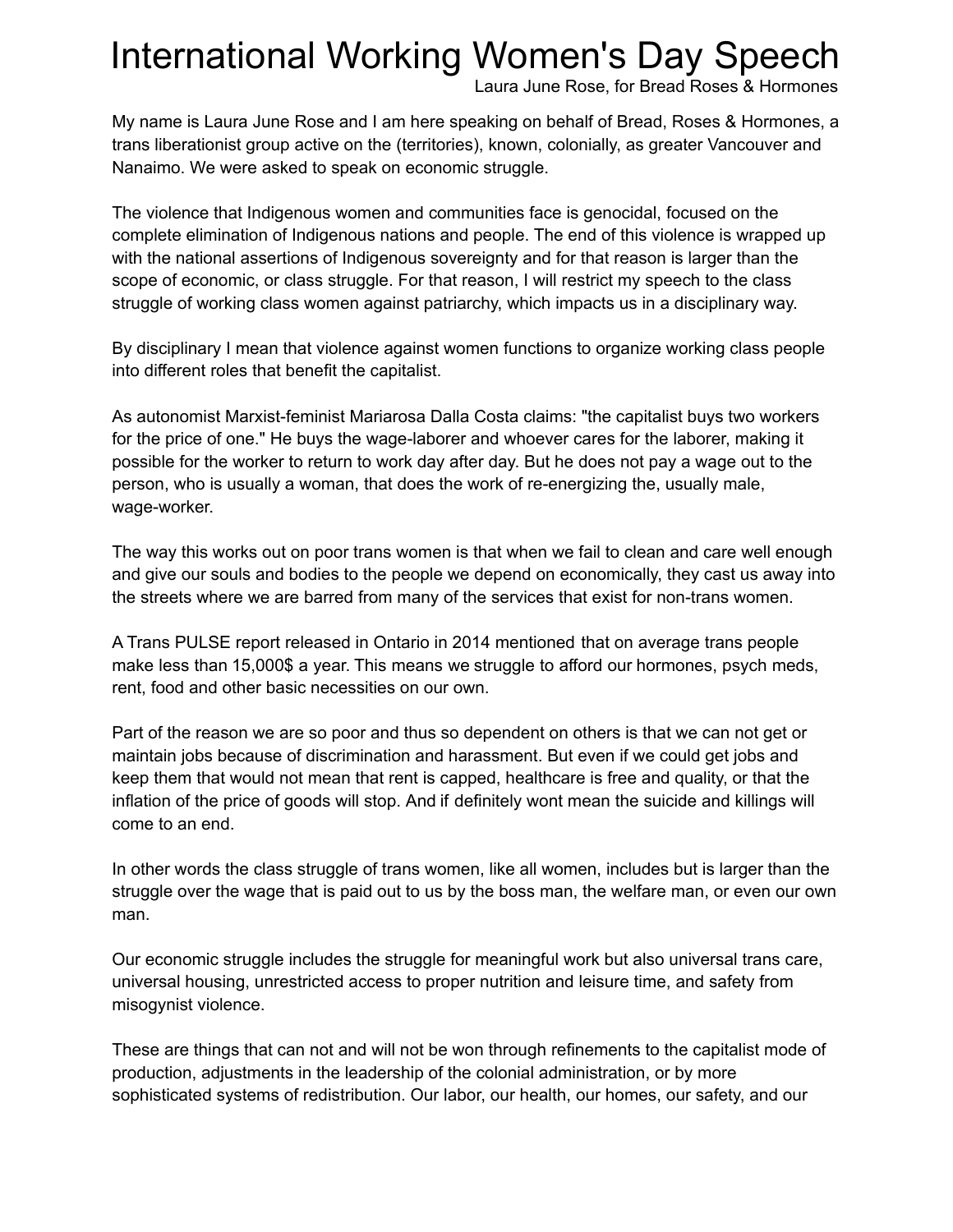# International Working Women's Day Speech

Laura June Rose, for Bread Roses & Hormones

My name is Laura June Rose and I am here speaking on behalf of Bread, Roses & Hormones, a trans liberationist group active on the (territories), known, colonially, as greater Vancouver and Nanaimo. We were asked to speak on economic struggle.

The violence that Indigenous women and communities face is genocidal, focused on the complete elimination of Indigenous nations and people. The end of this violence is wrapped up with the national assertions of Indigenous sovereignty and for that reason is larger than the scope of economic, or class struggle. For that reason, I will restrict my speech to the class struggle of working class women against patriarchy, which impacts us in a disciplinary way.

By disciplinary I mean that violence against women functions to organize working class people into different roles that benefit the capitalist.

As autonomist Marxist-feminist Mariarosa Dalla Costa claims: "the capitalist buys two workers for the price of one." He buys the wage-laborer and whoever cares for the laborer, making it possible for the worker to return to work day after day. But he does not pay a wage out to the person, who is usually a woman, that does the work of re-energizing the, usually male, wage-worker.

The way this works out on poor trans women is that when we fail to clean and care well enough and give our souls and bodies to the people we depend on economically, they cast us away into the streets where we are barred from many of the services that exist for non-trans women.

A Trans PULSE report released in Ontario in 2014 mentioned that on average trans people make less than 15,000$ a year. This means we struggle to afford our hormones, psych meds, rent, food and other basic necessities on our own.

Part of the reason we are so poor and thus so dependent on others is that we can not get or maintain jobs because of discrimination and harassment. But even if we could get jobs and keep them that would not mean that rent is capped, healthcare is free and quality, or that the inflation of the price of goods will stop. And if definitely wont mean the suicide and killings will come to an end.

In other words the class struggle of trans women, like all women, includes but is larger than the struggle over the wage that is paid out to us by the boss man, the welfare man, or even our own man.

Our economic struggle includes the struggle for meaningful work but also universal trans care, universal housing, unrestricted access to proper nutrition and leisure time, and safety from misogynist violence.

These are things that can not and will not be won through refinements to the capitalist mode of production, adjustments in the leadership of the colonial administration, or by more sophisticated systems of redistribution. Our labor, our health, our homes, our safety, and our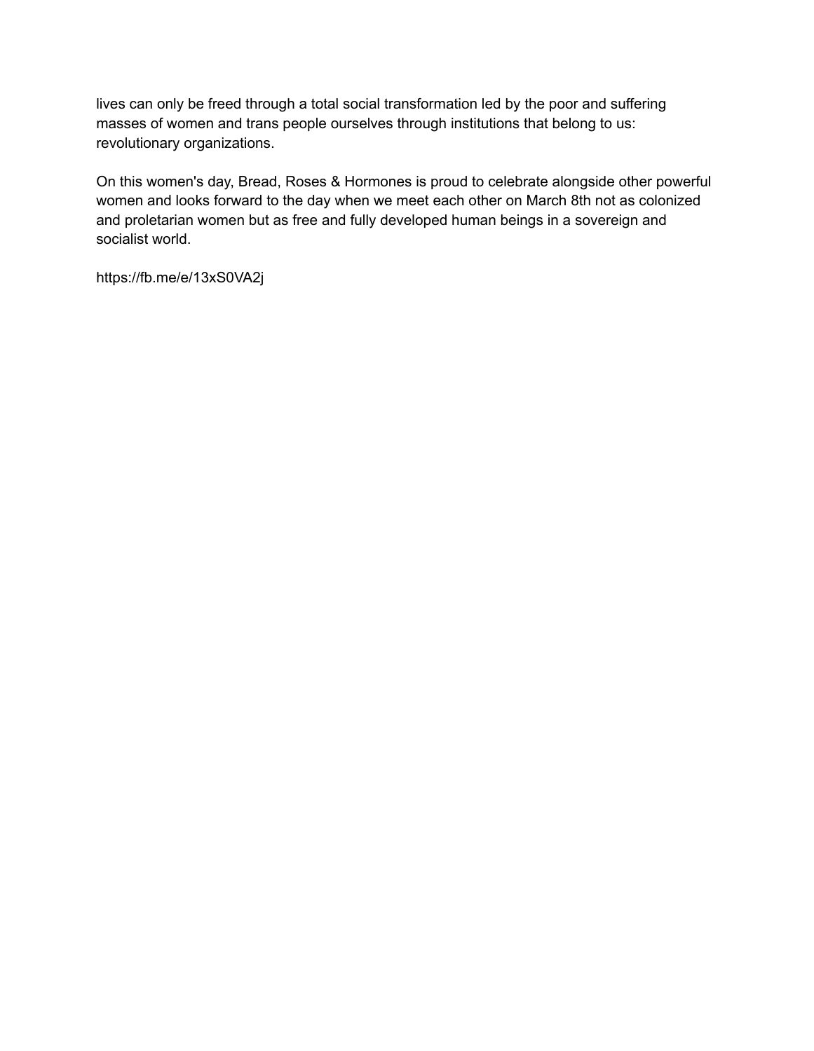lives can only be freed through a total social transformation led by the poor and suffering masses of women and trans people ourselves through institutions that belong to us: revolutionary organizations.

On this women's day, Bread, Roses & Hormones is proud to celebrate alongside other powerful women and looks forward to the day when we meet each other on March 8th not as colonized and proletarian women but as free and fully developed human beings in a sovereign and socialist world.

https://fb.me/e/13xS0VA2j